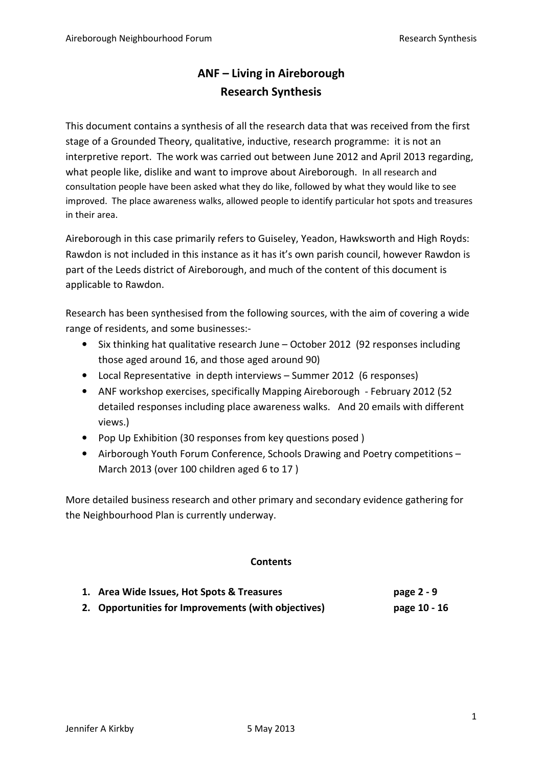# ANF – Living in Aireborough
## Research Synthesis

This document contains a synthesis of all the research data that was received from the first stage of a Grounded Theory, qualitative, inductive, research programme: it is not an interpretive report. The work was carried out between June 2012 and April 2013 regarding, what people like, dislike and want to improve about Aireborough. In all research and consultation people have been asked what they do like, followed by what they would like to see improved. The place awareness walks, allowed people to identify particular hot spots and treasures in their area.

Aireborough in this case primarily refers to Guiseley, Yeadon, Hawksworth and High Royds: Rawdon is not included in this instance as it has it's own parish council, however Rawdon is part of the Leeds district of Aireborough, and much of the content of this document is applicable to Rawdon.

Research has been synthesised from the following sources, with the aim of covering a wide range of residents, and some businesses:-

- Six thinking hat qualitative research June – October 2012 (92 responses including those aged around 16, and those aged around 90)
- Local Representative in depth interviews – Summer 2012 (6 responses)
- ANF workshop exercises, specifically Mapping Aireborough - February 2012 (52 detailed responses including place awareness walks. And 20 emails with different views.)
- Pop Up Exhibition (30 responses from key questions posed )
- Airborough Youth Forum Conference, Schools Drawing and Poetry competitions – March 2013 (over 100 children aged 6 to 17 )

More detailed business research and other primary and secondary evidence gathering for the Neighbourhood Plan is currently underway.

**Contents**

| | |
|---|---|
| **1. Area Wide Issues, Hot Spots & Treasures** | **page 2 - 9** |
| **2. Opportunities for Improvements (with objectives)** | **page 10 - 16** |

Jennifer A Kirkby 5 May 2013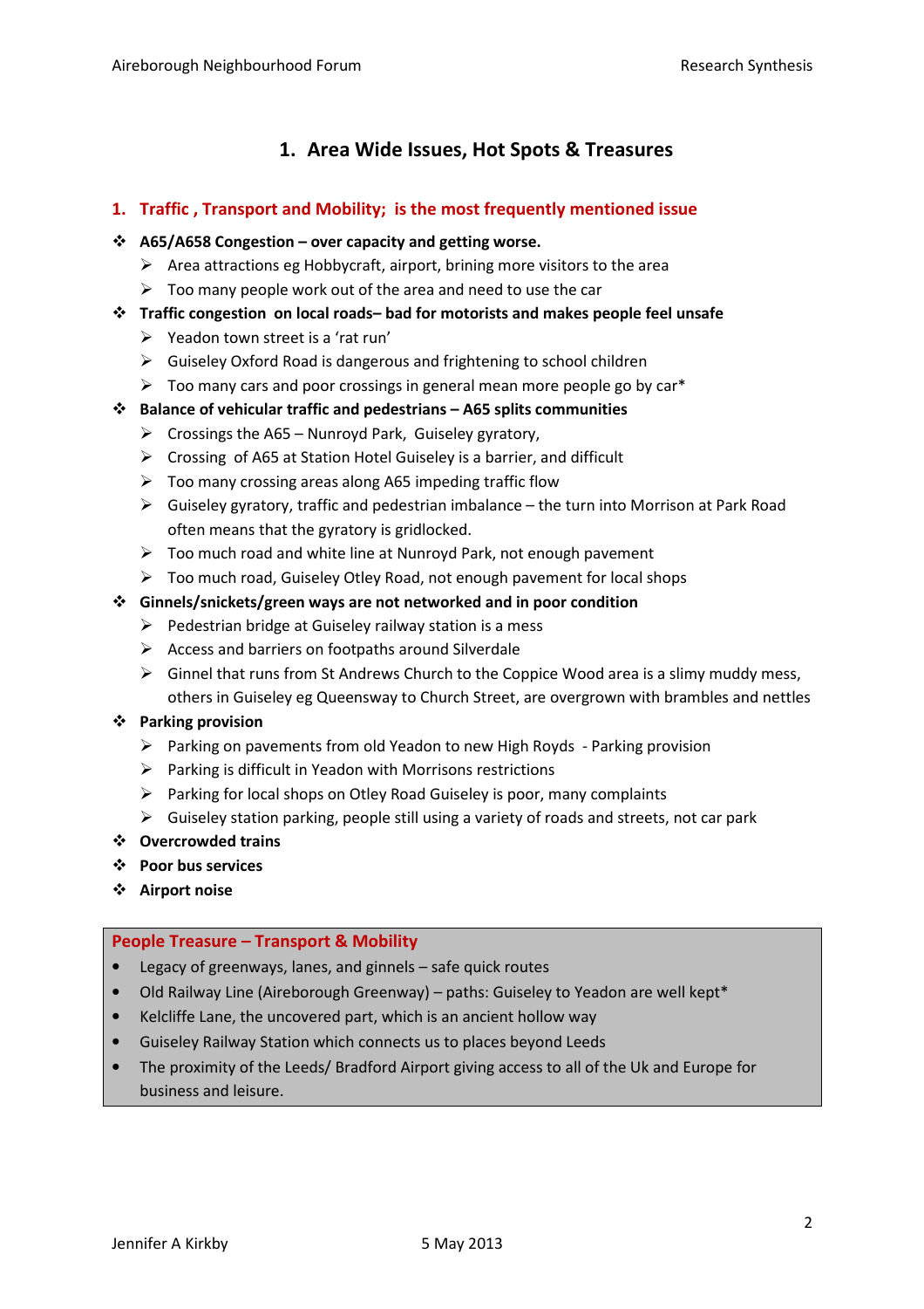## 1. Area Wide Issues, Hot Spots & Treasures

### 1. Traffic , Transport and Mobility; is the most frequently mentioned issue

- **A65/A658 Congestion – over capacity and getting worse.**
  - Area attractions eg Hobbycraft, airport, brining more visitors to the area
  - Too many people work out of the area and need to use the car
- **Traffic congestion on local roads– bad for motorists and makes people feel unsafe**
  - Yeadon town street is a 'rat run'
  - Guiseley Oxford Road is dangerous and frightening to school children
  - Too many cars and poor crossings in general mean more people go by car*
- **Balance of vehicular traffic and pedestrians – A65 splits communities**
  - Crossings the A65 – Nunroyd Park, Guiseley gyratory,
  - Crossing of A65 at Station Hotel Guiseley is a barrier, and difficult
  - Too many crossing areas along A65 impeding traffic flow
  - Guiseley gyratory, traffic and pedestrian imbalance – the turn into Morrison at Park Road often means that the gyratory is gridlocked.
  - Too much road and white line at Nunroyd Park, not enough pavement
  - Too much road, Guiseley Otley Road, not enough pavement for local shops
- **Ginnels/snickets/green ways are not networked and in poor condition**
  - Pedestrian bridge at Guiseley railway station is a mess
  - Access and barriers on footpaths around Silverdale
  - Ginnel that runs from St Andrews Church to the Coppice Wood area is a slimy muddy mess, others in Guiseley eg Queensway to Church Street, are overgrown with brambles and nettles
- **Parking provision**
  - Parking on pavements from old Yeadon to new High Royds - Parking provision
  - Parking is difficult in Yeadon with Morrisons restrictions
  - Parking for local shops on Otley Road Guiseley is poor, many complaints
  - Guiseley station parking, people still using a variety of roads and streets, not car park
- **Overcrowded trains**
- **Poor bus services**
- **Airport noise**

**People Treasure – Transport & Mobility**

- Legacy of greenways, lanes, and ginnels – safe quick routes
- Old Railway Line (Aireborough Greenway) – paths: Guiseley to Yeadon are well kept*
- Kelcliffe Lane, the uncovered part, which is an ancient hollow way
- Guiseley Railway Station which connects us to places beyond Leeds
- The proximity of the Leeds/ Bradford Airport giving access to all of the Uk and Europe for business and leisure.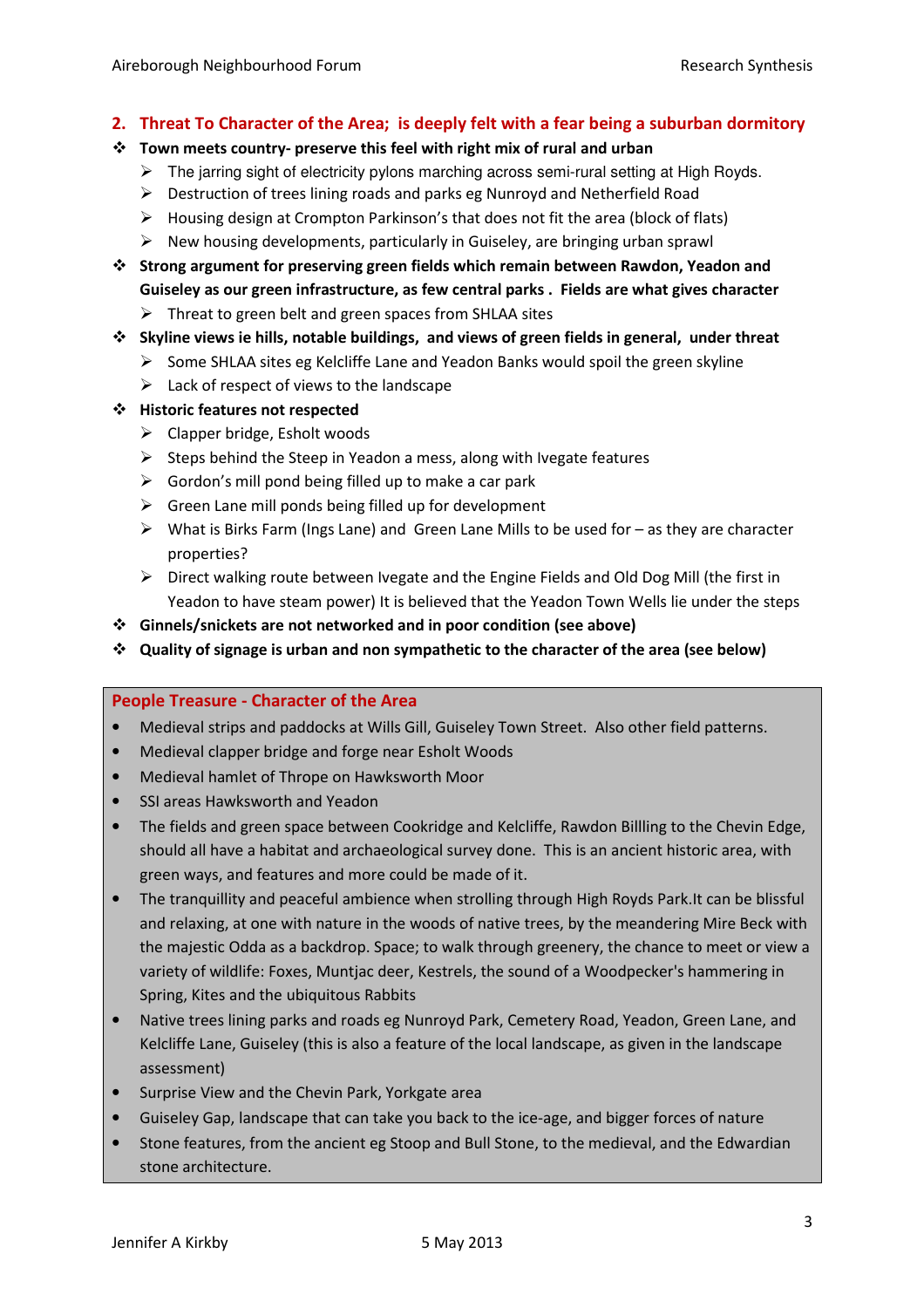## 2. Threat To Character of the Area; is deeply felt with a fear being a suburban dormitory

- **Town meets country- preserve this feel with right mix of rural and urban**
  - The jarring sight of electricity pylons marching across semi-rural setting at High Royds.
  - Destruction of trees lining roads and parks eg Nunroyd and Netherfield Road
  - Housing design at Crompton Parkinson's that does not fit the area (block of flats)
  - New housing developments, particularly in Guiseley, are bringing urban sprawl
- **Strong argument for preserving green fields which remain between Rawdon, Yeadon and Guiseley as our green infrastructure, as few central parks . Fields are what gives character**
  - Threat to green belt and green spaces from SHLAA sites
- **Skyline views ie hills, notable buildings, and views of green fields in general, under threat**
  - Some SHLAA sites eg Kelcliffe Lane and Yeadon Banks would spoil the green skyline
  - Lack of respect of views to the landscape
- **Historic features not respected**
  - Clapper bridge, Esholt woods
  - Steps behind the Steep in Yeadon a mess, along with Ivegate features
  - Gordon's mill pond being filled up to make a car park
  - Green Lane mill ponds being filled up for development
  - What is Birks Farm (Ings Lane) and Green Lane Mills to be used for – as they are character properties?
  - Direct walking route between Ivegate and the Engine Fields and Old Dog Mill (the first in Yeadon to have steam power) It is believed that the Yeadon Town Wells lie under the steps
- **Ginnels/snickets are not networked and in poor condition (see above)**
- **Quality of signage is urban and non sympathetic to the character of the area (see below)**

### People Treasure - Character of the Area

- Medieval strips and paddocks at Wills Gill, Guiseley Town Street. Also other field patterns.
- Medieval clapper bridge and forge near Esholt Woods
- Medieval hamlet of Thrope on Hawksworth Moor
- SSI areas Hawksworth and Yeadon
- The fields and green space between Cookridge and Kelcliffe, Rawdon Billling to the Chevin Edge, should all have a habitat and archaeological survey done. This is an ancient historic area, with green ways, and features and more could be made of it.
- The tranquillity and peaceful ambience when strolling through High Royds Park.It can be blissful and relaxing, at one with nature in the woods of native trees, by the meandering Mire Beck with the majestic Odda as a backdrop. Space; to walk through greenery, the chance to meet or view a variety of wildlife: Foxes, Muntjac deer, Kestrels, the sound of a Woodpecker's hammering in Spring, Kites and the ubiquitous Rabbits
- Native trees lining parks and roads eg Nunroyd Park, Cemetery Road, Yeadon, Green Lane, and Kelcliffe Lane, Guiseley (this is also a feature of the local landscape, as given in the landscape assessment)
- Surprise View and the Chevin Park, Yorkgate area
- Guiseley Gap, landscape that can take you back to the ice-age, and bigger forces of nature
- Stone features, from the ancient eg Stoop and Bull Stone, to the medieval, and the Edwardian stone architecture.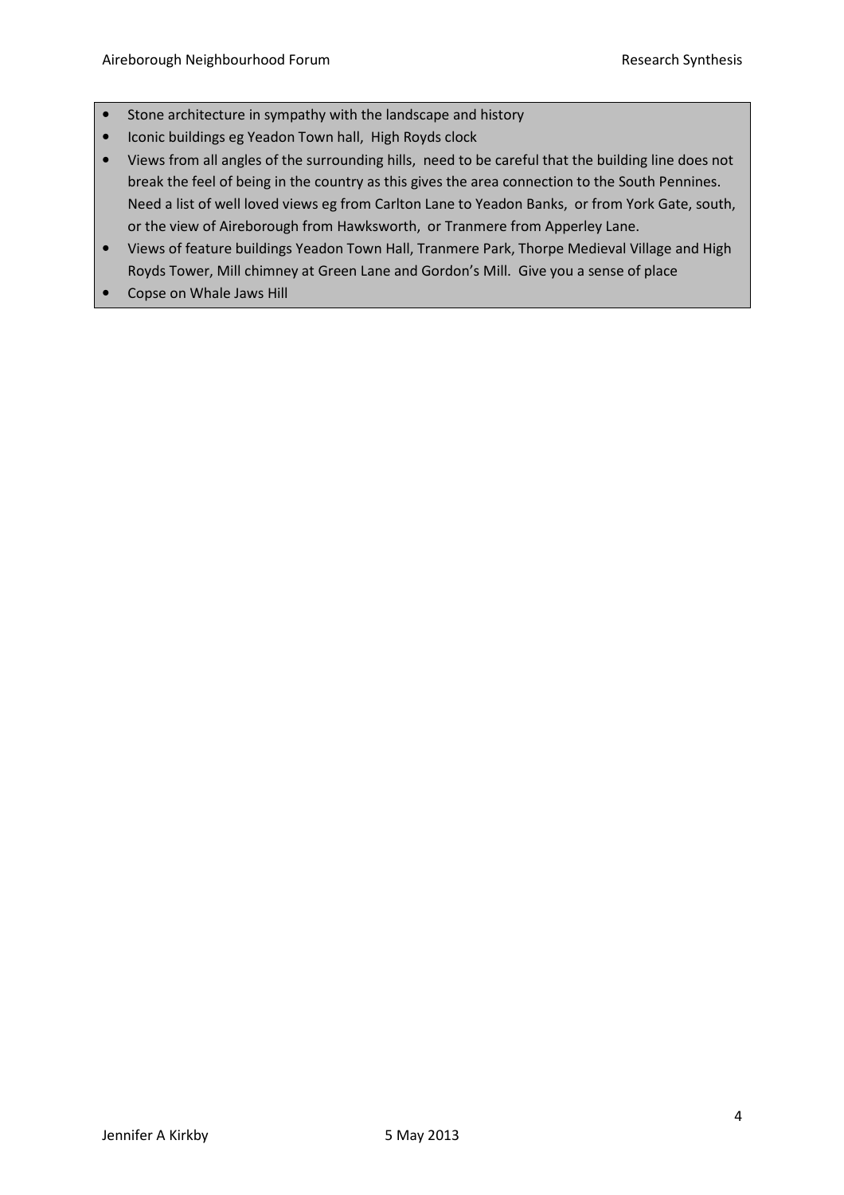- Stone architecture in sympathy with the landscape and history
- Iconic buildings eg Yeadon Town hall, High Royds clock
- Views from all angles of the surrounding hills, need to be careful that the building line does not break the feel of being in the country as this gives the area connection to the South Pennines. Need a list of well loved views eg from Carlton Lane to Yeadon Banks, or from York Gate, south, or the view of Aireborough from Hawksworth, or Tranmere from Apperley Lane.
- Views of feature buildings Yeadon Town Hall, Tranmere Park, Thorpe Medieval Village and High Royds Tower, Mill chimney at Green Lane and Gordon's Mill. Give you a sense of place
- Copse on Whale Jaws Hill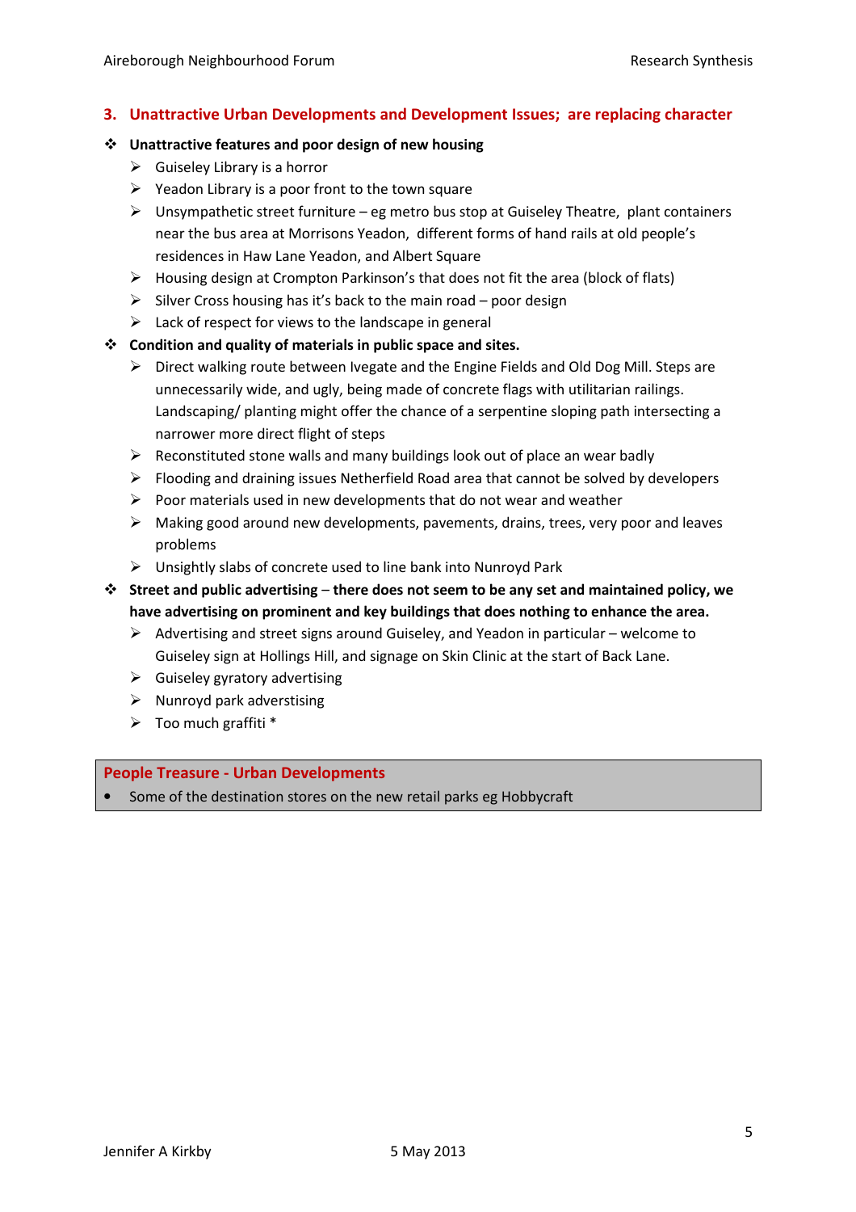## 3. Unattractive Urban Developments and Development Issues; are replacing character

- **Unattractive features and poor design of new housing**
  - Guiseley Library is a horror
  - Yeadon Library is a poor front to the town square
  - Unsympathetic street furniture – eg metro bus stop at Guiseley Theatre, plant containers near the bus area at Morrisons Yeadon, different forms of hand rails at old people's residences in Haw Lane Yeadon, and Albert Square
  - Housing design at Crompton Parkinson's that does not fit the area (block of flats)
  - Silver Cross housing has it's back to the main road – poor design
  - Lack of respect for views to the landscape in general
- **Condition and quality of materials in public space and sites.**
  - Direct walking route between Ivegate and the Engine Fields and Old Dog Mill. Steps are unnecessarily wide, and ugly, being made of concrete flags with utilitarian railings. Landscaping/ planting might offer the chance of a serpentine sloping path intersecting a narrower more direct flight of steps
  - Reconstituted stone walls and many buildings look out of place an wear badly
  - Flooding and draining issues Netherfield Road area that cannot be solved by developers
  - Poor materials used in new developments that do not wear and weather
  - Making good around new developments, pavements, drains, trees, very poor and leaves problems
  - Unsightly slabs of concrete used to line bank into Nunroyd Park
- **Street and public advertising** – **there does not seem to be any set and maintained policy, we have advertising on prominent and key buildings that does nothing to enhance the area.**
  - Advertising and street signs around Guiseley, and Yeadon in particular – welcome to Guiseley sign at Hollings Hill, and signage on Skin Clinic at the start of Back Lane.
  - Guiseley gyratory advertising
  - Nunroyd park adverstising
  - Too much graffiti *

**People Treasure - Urban Developments**

- Some of the destination stores on the new retail parks eg Hobbycraft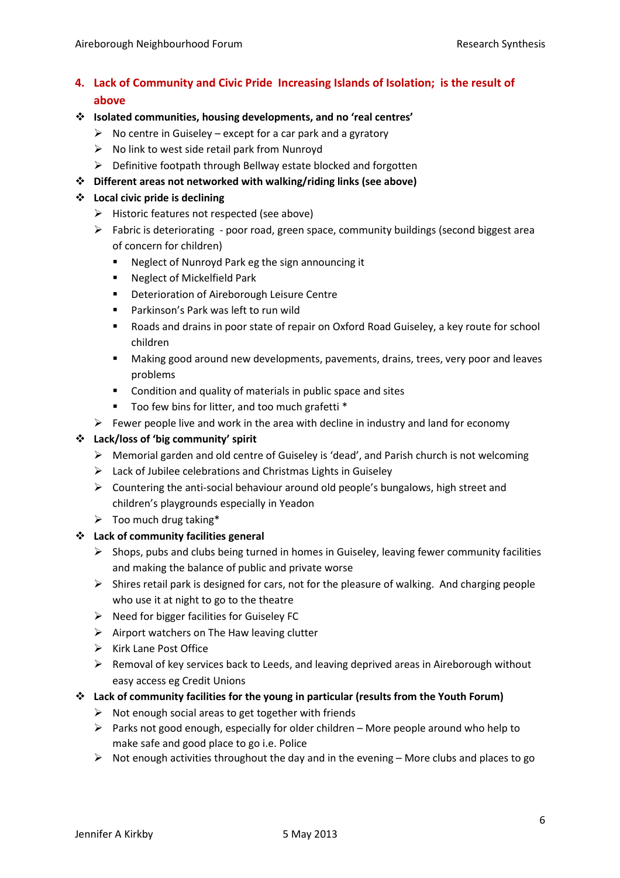## 4. Lack of Community and Civic Pride Increasing Islands of Isolation; is the result of above

- **Isolated communities, housing developments, and no 'real centres'**
  - No centre in Guiseley – except for a car park and a gyratory
  - No link to west side retail park from Nunroyd
  - Definitive footpath through Bellway estate blocked and forgotten
- **Different areas not networked with walking/riding links (see above)**
- **Local civic pride is declining**
  - Historic features not respected (see above)
  - Fabric is deteriorating - poor road, green space, community buildings (second biggest area of concern for children)
    - Neglect of Nunroyd Park eg the sign announcing it
    - Neglect of Mickelfield Park
    - Deterioration of Aireborough Leisure Centre
    - Parkinson's Park was left to run wild
    - Roads and drains in poor state of repair on Oxford Road Guiseley, a key route for school children
    - Making good around new developments, pavements, drains, trees, very poor and leaves problems
    - Condition and quality of materials in public space and sites
    - Too few bins for litter, and too much grafetti *
  - Fewer people live and work in the area with decline in industry and land for economy
- **Lack/loss of 'big community' spirit**
  - Memorial garden and old centre of Guiseley is 'dead', and Parish church is not welcoming
  - Lack of Jubilee celebrations and Christmas Lights in Guiseley
  - Countering the anti-social behaviour around old people's bungalows, high street and children's playgrounds especially in Yeadon
  - Too much drug taking*
- **Lack of community facilities general**
  - Shops, pubs and clubs being turned in homes in Guiseley, leaving fewer community facilities and making the balance of public and private worse
  - Shires retail park is designed for cars, not for the pleasure of walking. And charging people who use it at night to go to the theatre
  - Need for bigger facilities for Guiseley FC
  - Airport watchers on The Haw leaving clutter
  - Kirk Lane Post Office
  - Removal of key services back to Leeds, and leaving deprived areas in Aireborough without easy access eg Credit Unions
- **Lack of community facilities for the young in particular (results from the Youth Forum)**
  - Not enough social areas to get together with friends
  - Parks not good enough, especially for older children – More people around who help to make safe and good place to go i.e. Police
  - Not enough activities throughout the day and in the evening – More clubs and places to go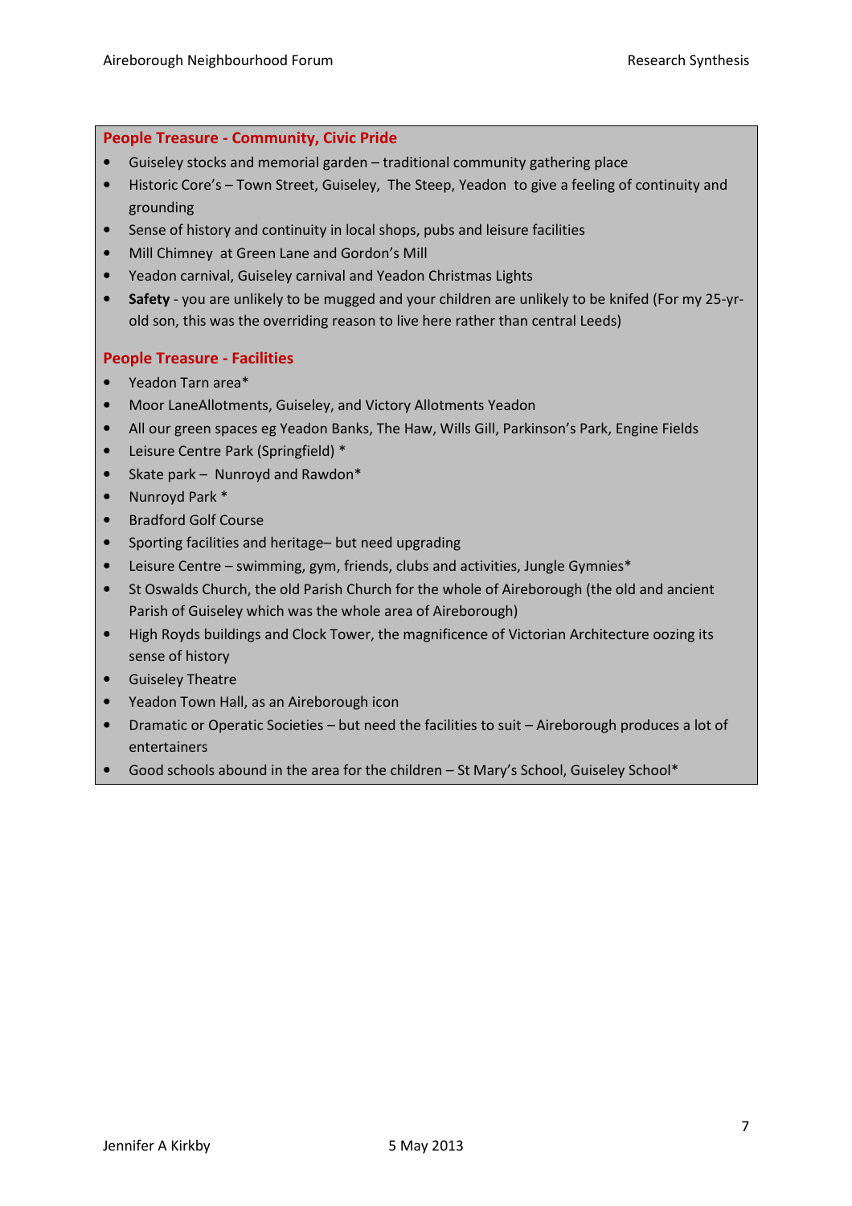### People Treasure - Community, Civic Pride

- Guiseley stocks and memorial garden – traditional community gathering place
- Historic Core's – Town Street, Guiseley, The Steep, Yeadon to give a feeling of continuity and grounding
- Sense of history and continuity in local shops, pubs and leisure facilities
- Mill Chimney at Green Lane and Gordon's Mill
- Yeadon carnival, Guiseley carnival and Yeadon Christmas Lights
- **Safety** - you are unlikely to be mugged and your children are unlikely to be knifed (For my 25-yr-old son, this was the overriding reason to live here rather than central Leeds)

### People Treasure - Facilities

- Yeadon Tarn area*
- Moor LaneAllotments, Guiseley, and Victory Allotments Yeadon
- All our green spaces eg Yeadon Banks, The Haw, Wills Gill, Parkinson's Park, Engine Fields
- Leisure Centre Park (Springfield) *
- Skate park – Nunroyd and Rawdon*
- Nunroyd Park *
- Bradford Golf Course
- Sporting facilities and heritage– but need upgrading
- Leisure Centre – swimming, gym, friends, clubs and activities, Jungle Gymnies*
- St Oswalds Church, the old Parish Church for the whole of Aireborough (the old and ancient Parish of Guiseley which was the whole area of Aireborough)
- High Royds buildings and Clock Tower, the magnificence of Victorian Architecture oozing its sense of history
- Guiseley Theatre
- Yeadon Town Hall, as an Aireborough icon
- Dramatic or Operatic Societies – but need the facilities to suit – Aireborough produces a lot of entertainers
- Good schools abound in the area for the children – St Mary's School, Guiseley School*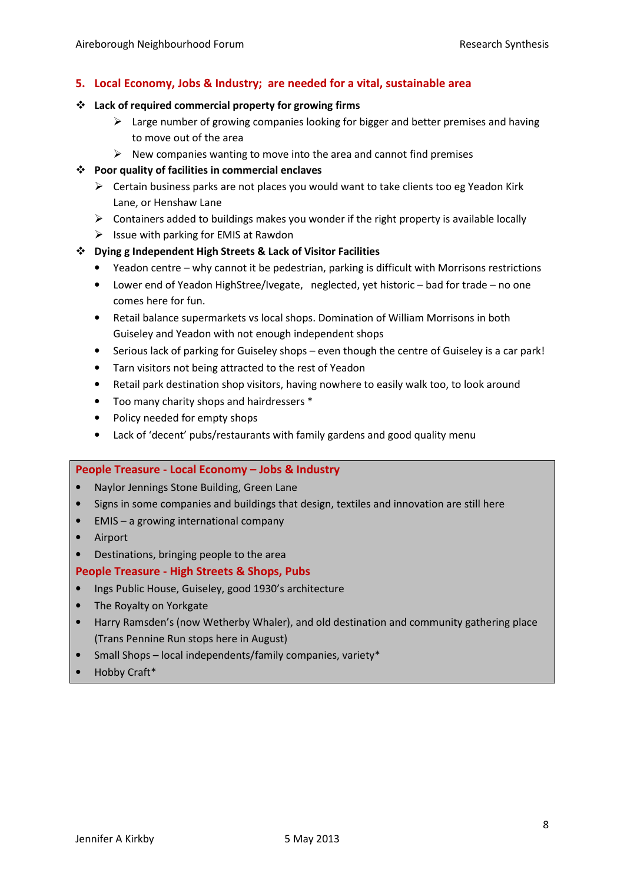## 5. Local Economy, Jobs & Industry; are needed for a vital, sustainable area

- **Lack of required commercial property for growing firms**
  - Large number of growing companies looking for bigger and better premises and having to move out of the area
  - New companies wanting to move into the area and cannot find premises
- **Poor quality of facilities in commercial enclaves**
  - Certain business parks are not places you would want to take clients too eg Yeadon Kirk Lane, or Henshaw Lane
  - Containers added to buildings makes you wonder if the right property is available locally
  - Issue with parking for EMIS at Rawdon
- **Dying g Independent High Streets & Lack of Visitor Facilities**
  - Yeadon centre – why cannot it be pedestrian, parking is difficult with Morrisons restrictions
  - Lower end of Yeadon HighStree/Ivegate, neglected, yet historic – bad for trade – no one comes here for fun.
  - Retail balance supermarkets vs local shops. Domination of William Morrisons in both Guiseley and Yeadon with not enough independent shops
  - Serious lack of parking for Guiseley shops – even though the centre of Guiseley is a car park!
  - Tarn visitors not being attracted to the rest of Yeadon
  - Retail park destination shop visitors, having nowhere to easily walk too, to look around
  - Too many charity shops and hairdressers *
  - Policy needed for empty shops
  - Lack of 'decent' pubs/restaurants with family gardens and good quality menu

### People Treasure - Local Economy – Jobs & Industry

- Naylor Jennings Stone Building, Green Lane
- Signs in some companies and buildings that design, textiles and innovation are still here
- EMIS – a growing international company
- Airport
- Destinations, bringing people to the area

### People Treasure - High Streets & Shops, Pubs

- Ings Public House, Guiseley, good 1930's architecture
- The Royalty on Yorkgate
- Harry Ramsden's (now Wetherby Whaler), and old destination and community gathering place (Trans Pennine Run stops here in August)
- Small Shops – local independents/family companies, variety*
- Hobby Craft*

Jennifer A Kirkby 5 May 2013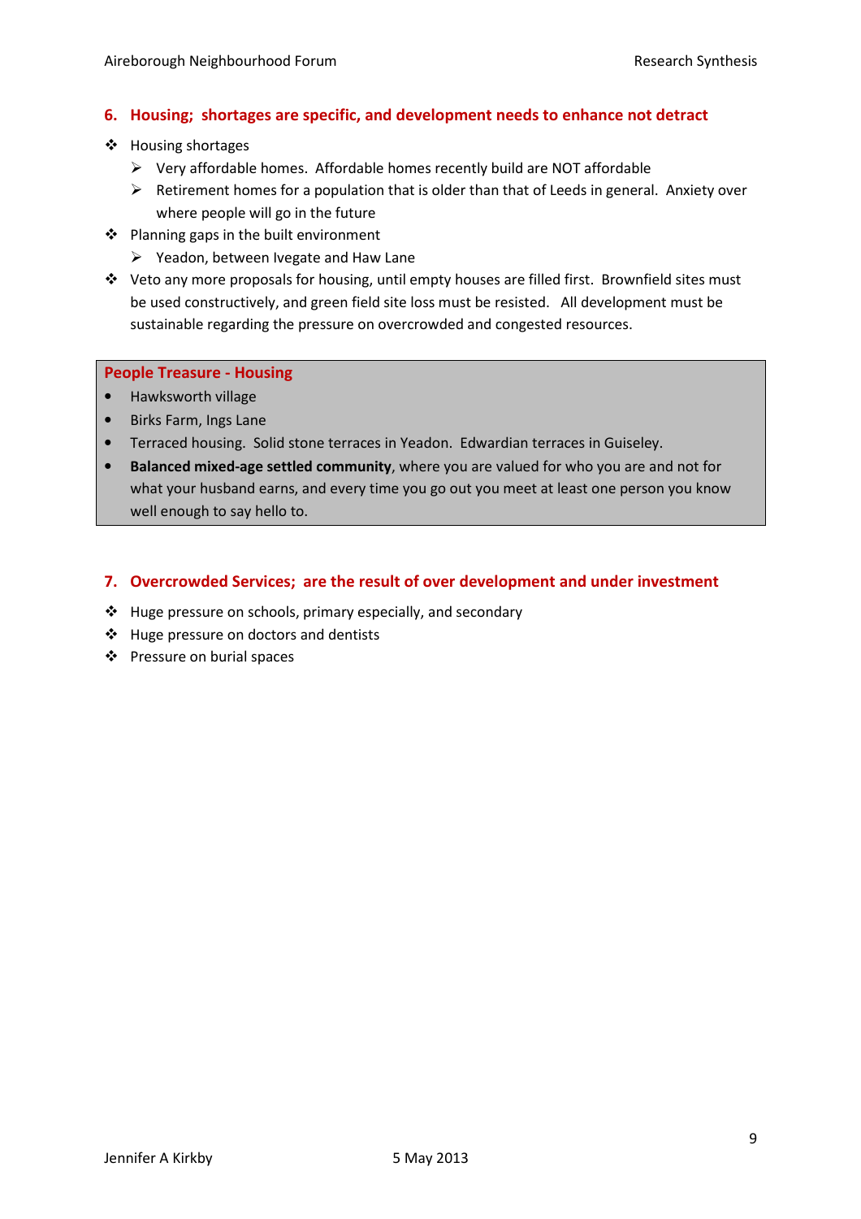## 6. Housing; shortages are specific, and development needs to enhance not detract

- Housing shortages
  - Very affordable homes. Affordable homes recently build are NOT affordable
  - Retirement homes for a population that is older than that of Leeds in general. Anxiety over where people will go in the future
- Planning gaps in the built environment
  - Yeadon, between Ivegate and Haw Lane
- Veto any more proposals for housing, until empty houses are filled first. Brownfield sites must be used constructively, and green field site loss must be resisted. All development must be sustainable regarding the pressure on overcrowded and congested resources.

**People Treasure - Housing**

- Hawksworth village
- Birks Farm, Ings Lane
- Terraced housing. Solid stone terraces in Yeadon. Edwardian terraces in Guiseley.
- **Balanced mixed-age settled community**, where you are valued for who you are and not for what your husband earns, and every time you go out you meet at least one person you know well enough to say hello to.

## 7. Overcrowded Services; are the result of over development and under investment

- Huge pressure on schools, primary especially, and secondary
- Huge pressure on doctors and dentists
- Pressure on burial spaces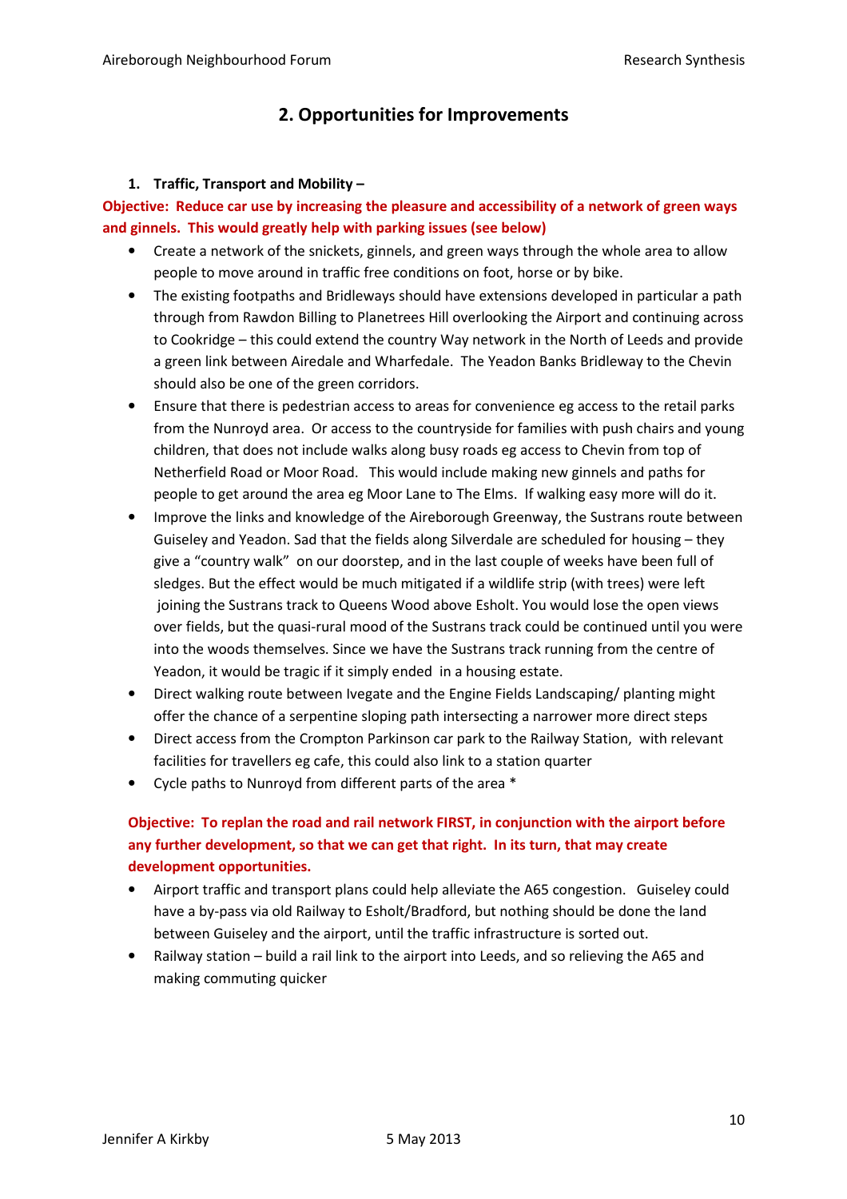## 2. Opportunities for Improvements

1. **Traffic, Transport and Mobility –**

**Objective: Reduce car use by increasing the pleasure and accessibility of a network of green ways and ginnels. This would greatly help with parking issues (see below)**

- Create a network of the snickets, ginnels, and green ways through the whole area to allow people to move around in traffic free conditions on foot, horse or by bike.
- The existing footpaths and Bridleways should have extensions developed in particular a path through from Rawdon Billing to Planetrees Hill overlooking the Airport and continuing across to Cookridge – this could extend the country Way network in the North of Leeds and provide a green link between Airedale and Wharfedale. The Yeadon Banks Bridleway to the Chevin should also be one of the green corridors.
- Ensure that there is pedestrian access to areas for convenience eg access to the retail parks from the Nunroyd area. Or access to the countryside for families with push chairs and young children, that does not include walks along busy roads eg access to Chevin from top of Netherfield Road or Moor Road. This would include making new ginnels and paths for people to get around the area eg Moor Lane to The Elms. If walking easy more will do it.
- Improve the links and knowledge of the Aireborough Greenway, the Sustrans route between Guiseley and Yeadon. Sad that the fields along Silverdale are scheduled for housing – they give a "country walk" on our doorstep, and in the last couple of weeks have been full of sledges. But the effect would be much mitigated if a wildlife strip (with trees) were left joining the Sustrans track to Queens Wood above Esholt. You would lose the open views over fields, but the quasi-rural mood of the Sustrans track could be continued until you were into the woods themselves. Since we have the Sustrans track running from the centre of Yeadon, it would be tragic if it simply ended in a housing estate.
- Direct walking route between Ivegate and the Engine Fields Landscaping/ planting might offer the chance of a serpentine sloping path intersecting a narrower more direct steps
- Direct access from the Crompton Parkinson car park to the Railway Station, with relevant facilities for travellers eg cafe, this could also link to a station quarter
- Cycle paths to Nunroyd from different parts of the area *

**Objective: To replan the road and rail network FIRST, in conjunction with the airport before any further development, so that we can get that right. In its turn, that may create development opportunities.**

- Airport traffic and transport plans could help alleviate the A65 congestion. Guiseley could have a by-pass via old Railway to Esholt/Bradford, but nothing should be done the land between Guiseley and the airport, until the traffic infrastructure is sorted out.
- Railway station – build a rail link to the airport into Leeds, and so relieving the A65 and making commuting quicker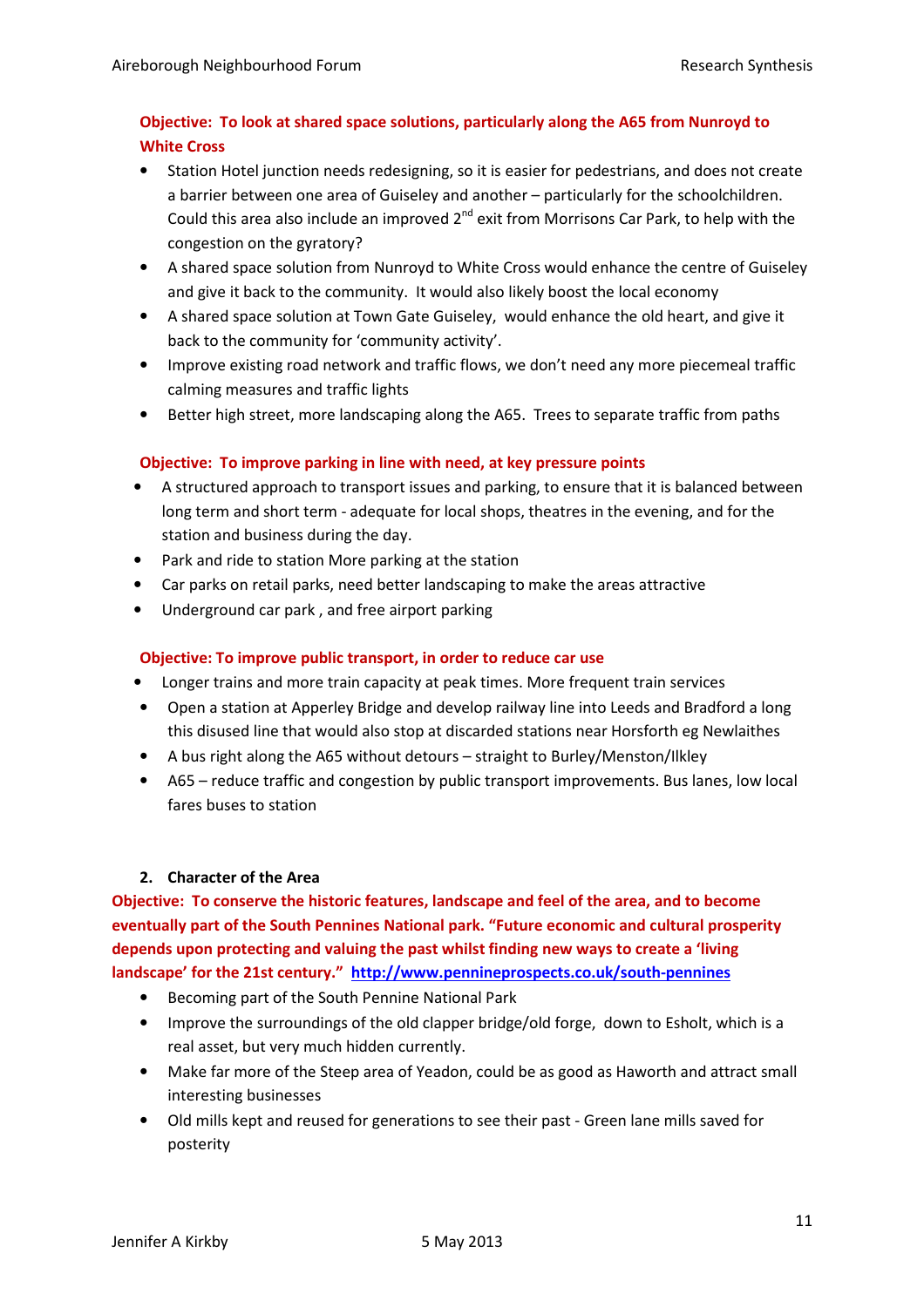**Objective: To look at shared space solutions, particularly along the A65 from Nunroyd to White Cross**

- Station Hotel junction needs redesigning, so it is easier for pedestrians, and does not create a barrier between one area of Guiseley and another – particularly for the schoolchildren. Could this area also include an improved 2nd exit from Morrisons Car Park, to help with the congestion on the gyratory?
- A shared space solution from Nunroyd to White Cross would enhance the centre of Guiseley and give it back to the community. It would also likely boost the local economy
- A shared space solution at Town Gate Guiseley, would enhance the old heart, and give it back to the community for 'community activity'.
- Improve existing road network and traffic flows, we don't need any more piecemeal traffic calming measures and traffic lights
- Better high street, more landscaping along the A65. Trees to separate traffic from paths

**Objective: To improve parking in line with need, at key pressure points**

- A structured approach to transport issues and parking, to ensure that it is balanced between long term and short term - adequate for local shops, theatres in the evening, and for the station and business during the day.
- Park and ride to station More parking at the station
- Car parks on retail parks, need better landscaping to make the areas attractive
- Underground car park , and free airport parking

**Objective: To improve public transport, in order to reduce car use**

- Longer trains and more train capacity at peak times. More frequent train services
- Open a station at Apperley Bridge and develop railway line into Leeds and Bradford a long this disused line that would also stop at discarded stations near Horsforth eg Newlaithes
- A bus right along the A65 without detours – straight to Burley/Menston/Ilkley
- A65 – reduce traffic and congestion by public transport improvements. Bus lanes, low local fares buses to station

## 2. Character of the Area

**Objective: To conserve the historic features, landscape and feel of the area, and to become eventually part of the South Pennines National park. "Future economic and cultural prosperity depends upon protecting and valuing the past whilst finding new ways to create a 'living landscape' for the 21st century."** http://www.pennineprospects.co.uk/south-pennines

- Becoming part of the South Pennine National Park
- Improve the surroundings of the old clapper bridge/old forge, down to Esholt, which is a real asset, but very much hidden currently.
- Make far more of the Steep area of Yeadon, could be as good as Haworth and attract small interesting businesses
- Old mills kept and reused for generations to see their past - Green lane mills saved for posterity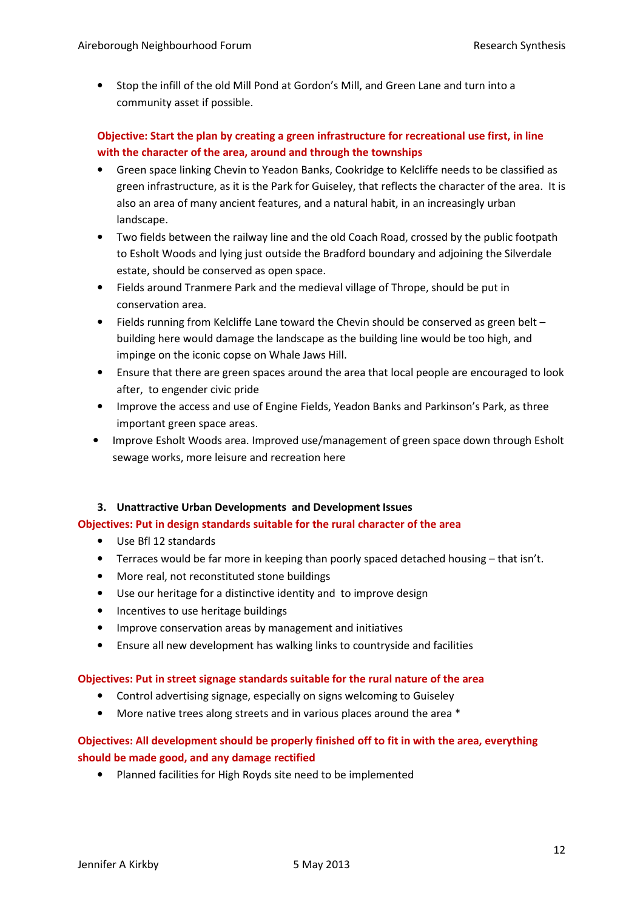- Stop the infill of the old Mill Pond at Gordon's Mill, and Green Lane and turn into a community asset if possible.

**Objective: Start the plan by creating a green infrastructure for recreational use first, in line with the character of the area, around and through the townships**

- Green space linking Chevin to Yeadon Banks, Cookridge to Kelcliffe needs to be classified as green infrastructure, as it is the Park for Guiseley, that reflects the character of the area. It is also an area of many ancient features, and a natural habit, in an increasingly urban landscape.
- Two fields between the railway line and the old Coach Road, crossed by the public footpath to Esholt Woods and lying just outside the Bradford boundary and adjoining the Silverdale estate, should be conserved as open space.
- Fields around Tranmere Park and the medieval village of Thrope, should be put in conservation area.
- Fields running from Kelcliffe Lane toward the Chevin should be conserved as green belt – building here would damage the landscape as the building line would be too high, and impinge on the iconic copse on Whale Jaws Hill.
- Ensure that there are green spaces around the area that local people are encouraged to look after, to engender civic pride
- Improve the access and use of Engine Fields, Yeadon Banks and Parkinson's Park, as three important green space areas.
- Improve Esholt Woods area. Improved use/management of green space down through Esholt sewage works, more leisure and recreation here

### 3. Unattractive Urban Developments and Development Issues

**Objectives: Put in design standards suitable for the rural character of the area**

- Use Bfl 12 standards
- Terraces would be far more in keeping than poorly spaced detached housing – that isn't.
- More real, not reconstituted stone buildings
- Use our heritage for a distinctive identity and to improve design
- Incentives to use heritage buildings
- Improve conservation areas by management and initiatives
- Ensure all new development has walking links to countryside and facilities

**Objectives: Put in street signage standards suitable for the rural nature of the area**

- Control advertising signage, especially on signs welcoming to Guiseley
- More native trees along streets and in various places around the area *

**Objectives: All development should be properly finished off to fit in with the area, everything should be made good, and any damage rectified**

- Planned facilities for High Royds site need to be implemented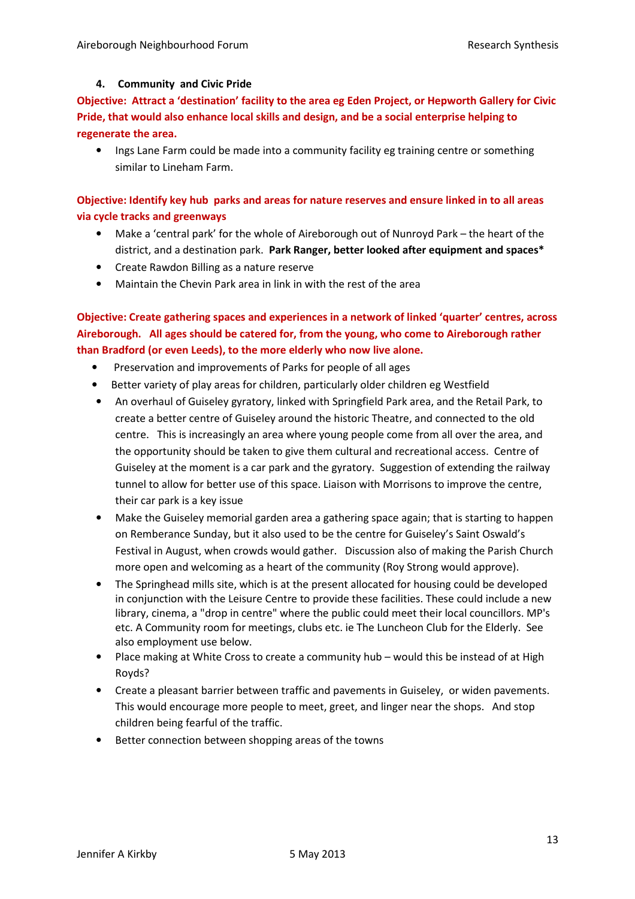## 4. Community and Civic Pride

**Objective: Attract a 'destination' facility to the area eg Eden Project, or Hepworth Gallery for Civic Pride, that would also enhance local skills and design, and be a social enterprise helping to regenerate the area.**

- Ings Lane Farm could be made into a community facility eg training centre or something similar to Lineham Farm.

**Objective: Identify key hub parks and areas for nature reserves and ensure linked in to all areas via cycle tracks and greenways**

- Make a 'central park' for the whole of Aireborough out of Nunroyd Park – the heart of the district, and a destination park. **Park Ranger, better looked after equipment and spaces***
- Create Rawdon Billing as a nature reserve
- Maintain the Chevin Park area in link in with the rest of the area

**Objective: Create gathering spaces and experiences in a network of linked 'quarter' centres, across Aireborough. All ages should be catered for, from the young, who come to Aireborough rather than Bradford (or even Leeds), to the more elderly who now live alone.**

- Preservation and improvements of Parks for people of all ages
- Better variety of play areas for children, particularly older children eg Westfield
- An overhaul of Guiseley gyratory, linked with Springfield Park area, and the Retail Park, to create a better centre of Guiseley around the historic Theatre, and connected to the old centre. This is increasingly an area where young people come from all over the area, and the opportunity should be taken to give them cultural and recreational access. Centre of Guiseley at the moment is a car park and the gyratory. Suggestion of extending the railway tunnel to allow for better use of this space. Liaison with Morrisons to improve the centre, their car park is a key issue
- Make the Guiseley memorial garden area a gathering space again; that is starting to happen on Remberance Sunday, but it also used to be the centre for Guiseley's Saint Oswald's Festival in August, when crowds would gather. Discussion also of making the Parish Church more open and welcoming as a heart of the community (Roy Strong would approve).
- The Springhead mills site, which is at the present allocated for housing could be developed in conjunction with the Leisure Centre to provide these facilities. These could include a new library, cinema, a "drop in centre" where the public could meet their local councillors. MP's etc. A Community room for meetings, clubs etc. ie The Luncheon Club for the Elderly. See also employment use below.
- Place making at White Cross to create a community hub – would this be instead of at High Royds?
- Create a pleasant barrier between traffic and pavements in Guiseley, or widen pavements. This would encourage more people to meet, greet, and linger near the shops. And stop children being fearful of the traffic.
- Better connection between shopping areas of the towns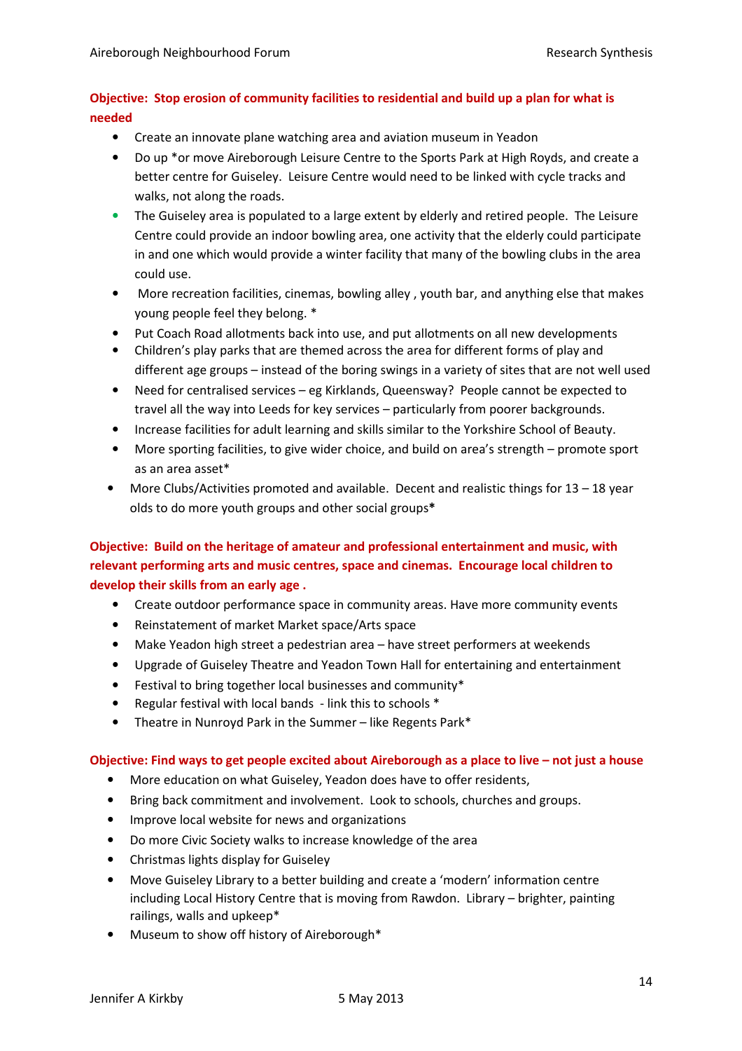**Objective: Stop erosion of community facilities to residential and build up a plan for what is needed**

- Create an innovate plane watching area and aviation museum in Yeadon
- Do up *or move Aireborough Leisure Centre to the Sports Park at High Royds, and create a better centre for Guiseley. Leisure Centre would need to be linked with cycle tracks and walks, not along the roads.
- The Guiseley area is populated to a large extent by elderly and retired people. The Leisure Centre could provide an indoor bowling area, one activity that the elderly could participate in and one which would provide a winter facility that many of the bowling clubs in the area could use.
- More recreation facilities, cinemas, bowling alley , youth bar, and anything else that makes young people feel they belong. *
- Put Coach Road allotments back into use, and put allotments on all new developments
- Children's play parks that are themed across the area for different forms of play and different age groups – instead of the boring swings in a variety of sites that are not well used
- Need for centralised services – eg Kirklands, Queensway? People cannot be expected to travel all the way into Leeds for key services – particularly from poorer backgrounds.
- Increase facilities for adult learning and skills similar to the Yorkshire School of Beauty.
- More sporting facilities, to give wider choice, and build on area's strength – promote sport as an area asset*
- More Clubs/Activities promoted and available. Decent and realistic things for 13 – 18 year olds to do more youth groups and other social groups*

**Objective: Build on the heritage of amateur and professional entertainment and music, with relevant performing arts and music centres, space and cinemas. Encourage local children to develop their skills from an early age .**

- Create outdoor performance space in community areas. Have more community events
- Reinstatement of market Market space/Arts space
- Make Yeadon high street a pedestrian area – have street performers at weekends
- Upgrade of Guiseley Theatre and Yeadon Town Hall for entertaining and entertainment
- Festival to bring together local businesses and community*
- Regular festival with local bands - link this to schools *
- Theatre in Nunroyd Park in the Summer – like Regents Park*

**Objective: Find ways to get people excited about Aireborough as a place to live – not just a house**

- More education on what Guiseley, Yeadon does have to offer residents,
- Bring back commitment and involvement. Look to schools, churches and groups.
- Improve local website for news and organizations
- Do more Civic Society walks to increase knowledge of the area
- Christmas lights display for Guiseley
- Move Guiseley Library to a better building and create a 'modern' information centre including Local History Centre that is moving from Rawdon. Library – brighter, painting railings, walls and upkeep*
- Museum to show off history of Aireborough*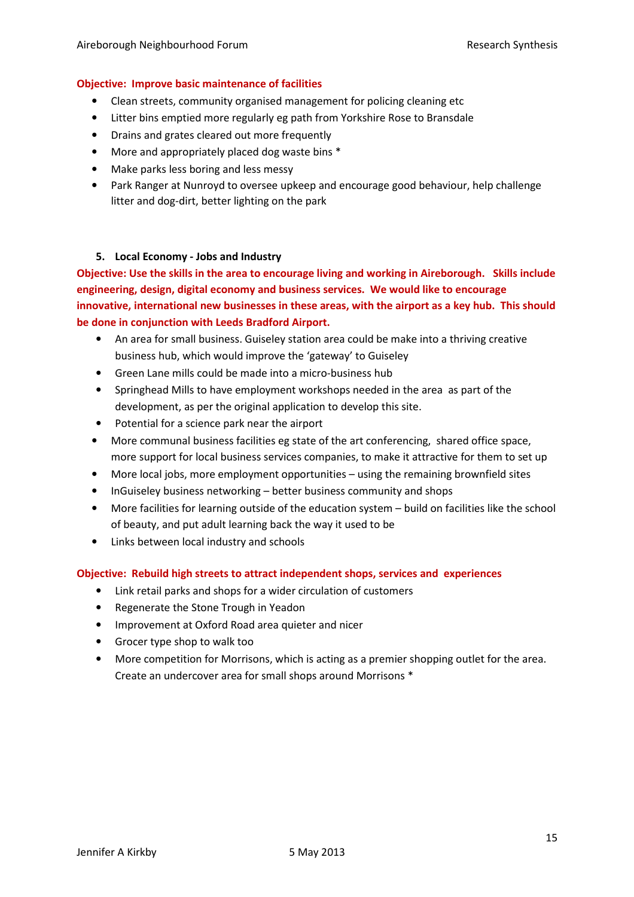**Objective: Improve basic maintenance of facilities**

- Clean streets, community organised management for policing cleaning etc
- Litter bins emptied more regularly eg path from Yorkshire Rose to Bransdale
- Drains and grates cleared out more frequently
- More and appropriately placed dog waste bins *
- Make parks less boring and less messy
- Park Ranger at Nunroyd to oversee upkeep and encourage good behaviour, help challenge litter and dog-dirt, better lighting on the park

5. **Local Economy - Jobs and Industry**

**Objective: Use the skills in the area to encourage living and working in Aireborough. Skills include engineering, design, digital economy and business services. We would like to encourage innovative, international new businesses in these areas, with the airport as a key hub. This should be done in conjunction with Leeds Bradford Airport.**

- An area for small business. Guiseley station area could be make into a thriving creative business hub, which would improve the 'gateway' to Guiseley
- Green Lane mills could be made into a micro-business hub
- Springhead Mills to have employment workshops needed in the area as part of the development, as per the original application to develop this site.
- Potential for a science park near the airport
- More communal business facilities eg state of the art conferencing, shared office space, more support for local business services companies, to make it attractive for them to set up
- More local jobs, more employment opportunities – using the remaining brownfield sites
- InGuiseley business networking – better business community and shops
- More facilities for learning outside of the education system – build on facilities like the school of beauty, and put adult learning back the way it used to be
- Links between local industry and schools

**Objective: Rebuild high streets to attract independent shops, services and experiences**

- Link retail parks and shops for a wider circulation of customers
- Regenerate the Stone Trough in Yeadon
- Improvement at Oxford Road area quieter and nicer
- Grocer type shop to walk too
- More competition for Morrisons, which is acting as a premier shopping outlet for the area. Create an undercover area for small shops around Morrisons *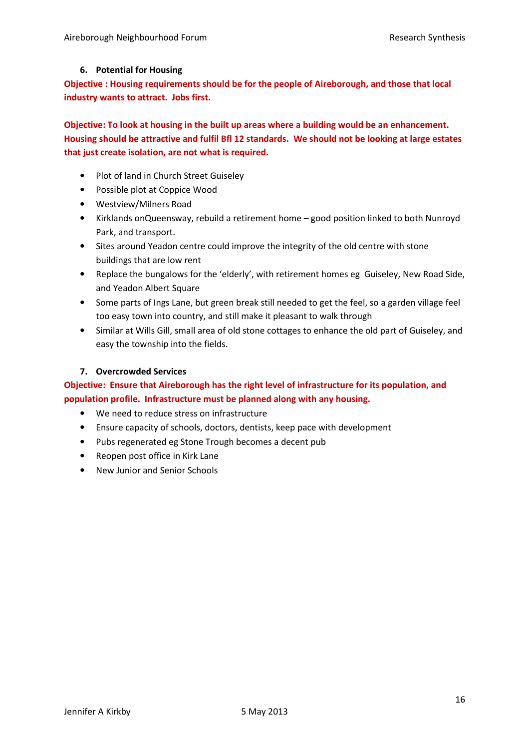## 6. Potential for Housing

**Objective : Housing requirements should be for the people of Aireborough, and those that local industry wants to attract. Jobs first.**

**Objective: To look at housing in the built up areas where a building would be an enhancement. Housing should be attractive and fulfil Bfl 12 standards. We should not be looking at large estates that just create isolation, are not what is required.**

- Plot of land in Church Street Guiseley
- Possible plot at Coppice Wood
- Westview/Milners Road
- Kirklands onQueensway, rebuild a retirement home – good position linked to both Nunroyd Park, and transport.
- Sites around Yeadon centre could improve the integrity of the old centre with stone buildings that are low rent
- Replace the bungalows for the 'elderly', with retirement homes eg Guiseley, New Road Side, and Yeadon Albert Square
- Some parts of Ings Lane, but green break still needed to get the feel, so a garden village feel too easy town into country, and still make it pleasant to walk through
- Similar at Wills Gill, small area of old stone cottages to enhance the old part of Guiseley, and easy the township into the fields.

## 7. Overcrowded Services

**Objective: Ensure that Aireborough has the right level of infrastructure for its population, and population profile. Infrastructure must be planned along with any housing.**

- We need to reduce stress on infrastructure
- Ensure capacity of schools, doctors, dentists, keep pace with development
- Pubs regenerated eg Stone Trough becomes a decent pub
- Reopen post office in Kirk Lane
- New Junior and Senior Schools